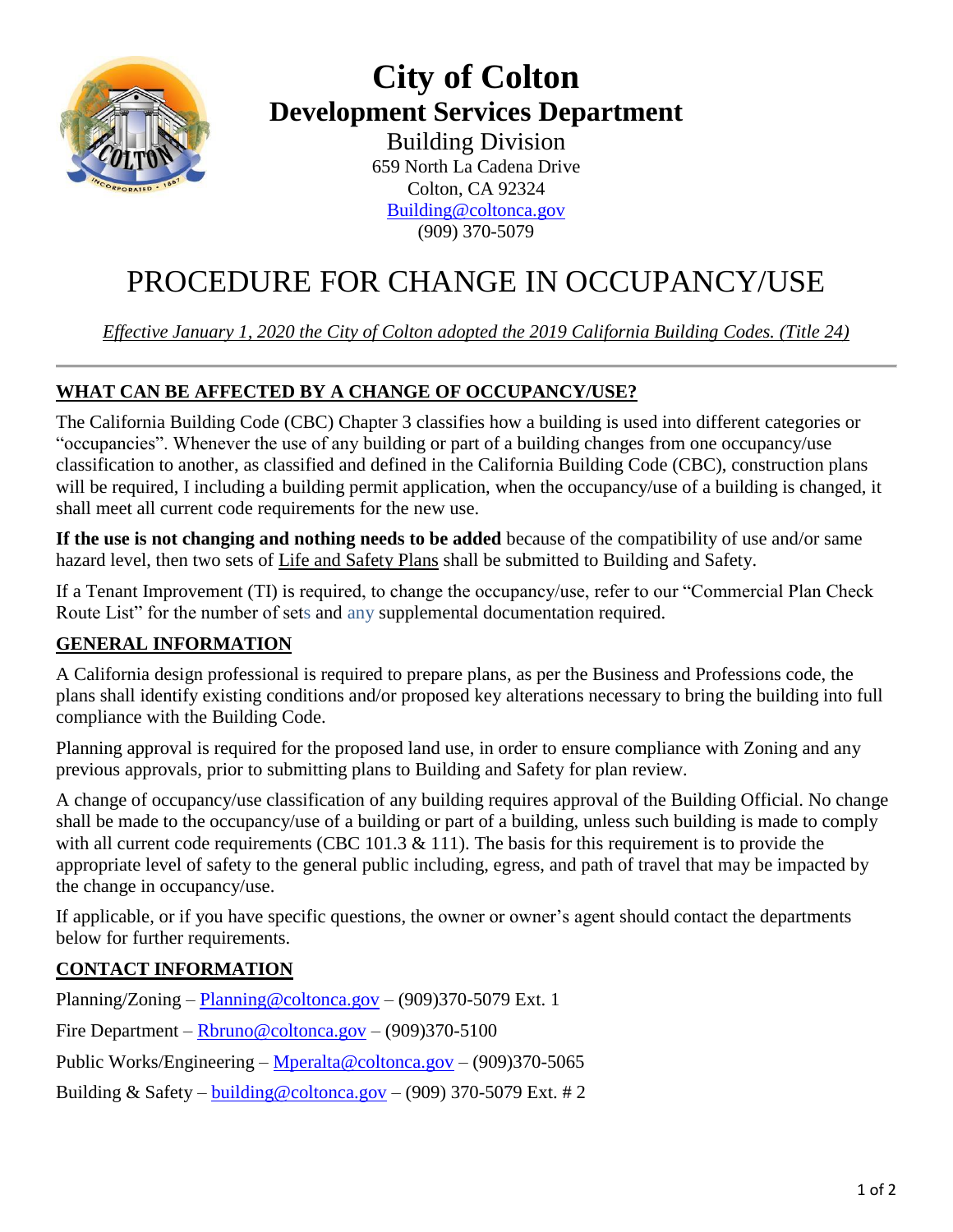# City of Colton

## Development Services Department

Building Division
659 North La Cadena Drive
Colton, CA 92324
Building@coltonca.gov
(909) 370-5079

# PROCEDURE FOR CHANGE IN OCCUPANCY/USE

*Effective January 1, 2020 the City of Colton adopted the 2019 California Building Codes. (Title 24)*

---

## WHAT CAN BE AFFECTED BY A CHANGE OF OCCUPANCY/USE?

The California Building Code (CBC) Chapter 3 classifies how a building is used into different categories or "occupancies". Whenever the use of any building or part of a building changes from one occupancy/use classification to another, as classified and defined in the California Building Code (CBC), construction plans will be required, I including a building permit application, when the occupancy/use of a building is changed, it shall meet all current code requirements for the new use.

**If the use is not changing and nothing needs to be added** because of the compatibility of use and/or same hazard level, then two sets of Life and Safety Plans shall be submitted to Building and Safety.

If a Tenant Improvement (TI) is required, to change the occupancy/use, refer to our "Commercial Plan Check Route List" for the number of sets and any supplemental documentation required.

## GENERAL INFORMATION

A California design professional is required to prepare plans, as per the Business and Professions code, the plans shall identify existing conditions and/or proposed key alterations necessary to bring the building into full compliance with the Building Code.

Planning approval is required for the proposed land use, in order to ensure compliance with Zoning and any previous approvals, prior to submitting plans to Building and Safety for plan review.

A change of occupancy/use classification of any building requires approval of the Building Official. No change shall be made to the occupancy/use of a building or part of a building, unless such building is made to comply with all current code requirements (CBC 101.3 & 111). The basis for this requirement is to provide the appropriate level of safety to the general public including, egress, and path of travel that may be impacted by the change in occupancy/use.

If applicable, or if you have specific questions, the owner or owner's agent should contact the departments below for further requirements.

## CONTACT INFORMATION

Planning/Zoning – Planning@coltonca.gov – (909)370-5079 Ext. 1

Fire Department – Rbruno@coltonca.gov – (909)370-5100

Public Works/Engineering – Mperalta@coltonca.gov – (909)370-5065

Building & Safety – building@coltonca.gov – (909) 370-5079 Ext. # 2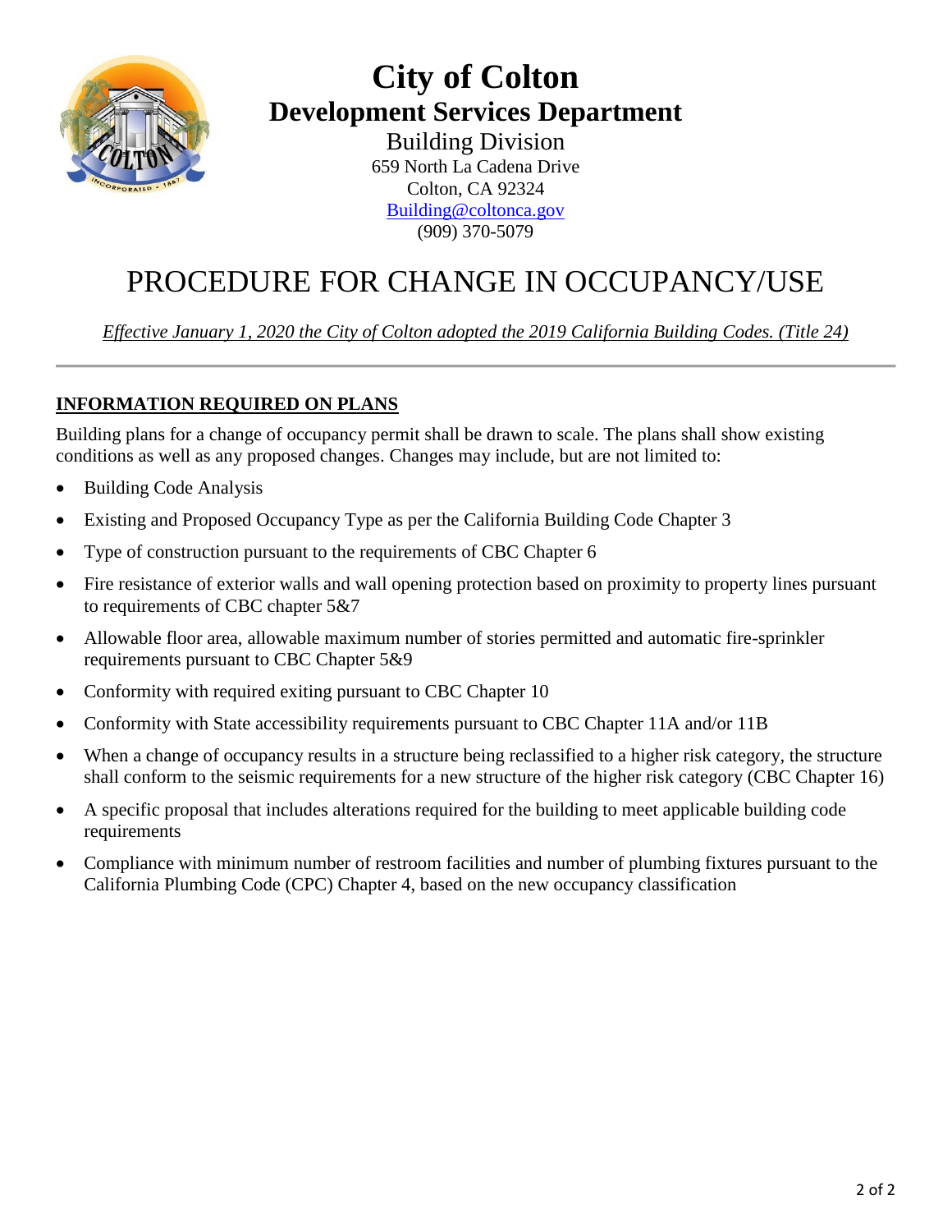# City of Colton
## Development Services Department
Building Division
659 North La Cadena Drive
Colton, CA 92324
Building@coltonca.gov
(909) 370-5079

# PROCEDURE FOR CHANGE IN OCCUPANCY/USE

*Effective January 1, 2020 the City of Colton adopted the 2019 California Building Codes. (Title 24)*

---

## INFORMATION REQUIRED ON PLANS

Building plans for a change of occupancy permit shall be drawn to scale. The plans shall show existing conditions as well as any proposed changes. Changes may include, but are not limited to:

- Building Code Analysis
- Existing and Proposed Occupancy Type as per the California Building Code Chapter 3
- Type of construction pursuant to the requirements of CBC Chapter 6
- Fire resistance of exterior walls and wall opening protection based on proximity to property lines pursuant to requirements of CBC chapter 5&7
- Allowable floor area, allowable maximum number of stories permitted and automatic fire-sprinkler requirements pursuant to CBC Chapter 5&9
- Conformity with required exiting pursuant to CBC Chapter 10
- Conformity with State accessibility requirements pursuant to CBC Chapter 11A and/or 11B
- When a change of occupancy results in a structure being reclassified to a higher risk category, the structure shall conform to the seismic requirements for a new structure of the higher risk category (CBC Chapter 16)
- A specific proposal that includes alterations required for the building to meet applicable building code requirements
- Compliance with minimum number of restroom facilities and number of plumbing fixtures pursuant to the California Plumbing Code (CPC) Chapter 4, based on the new occupancy classification